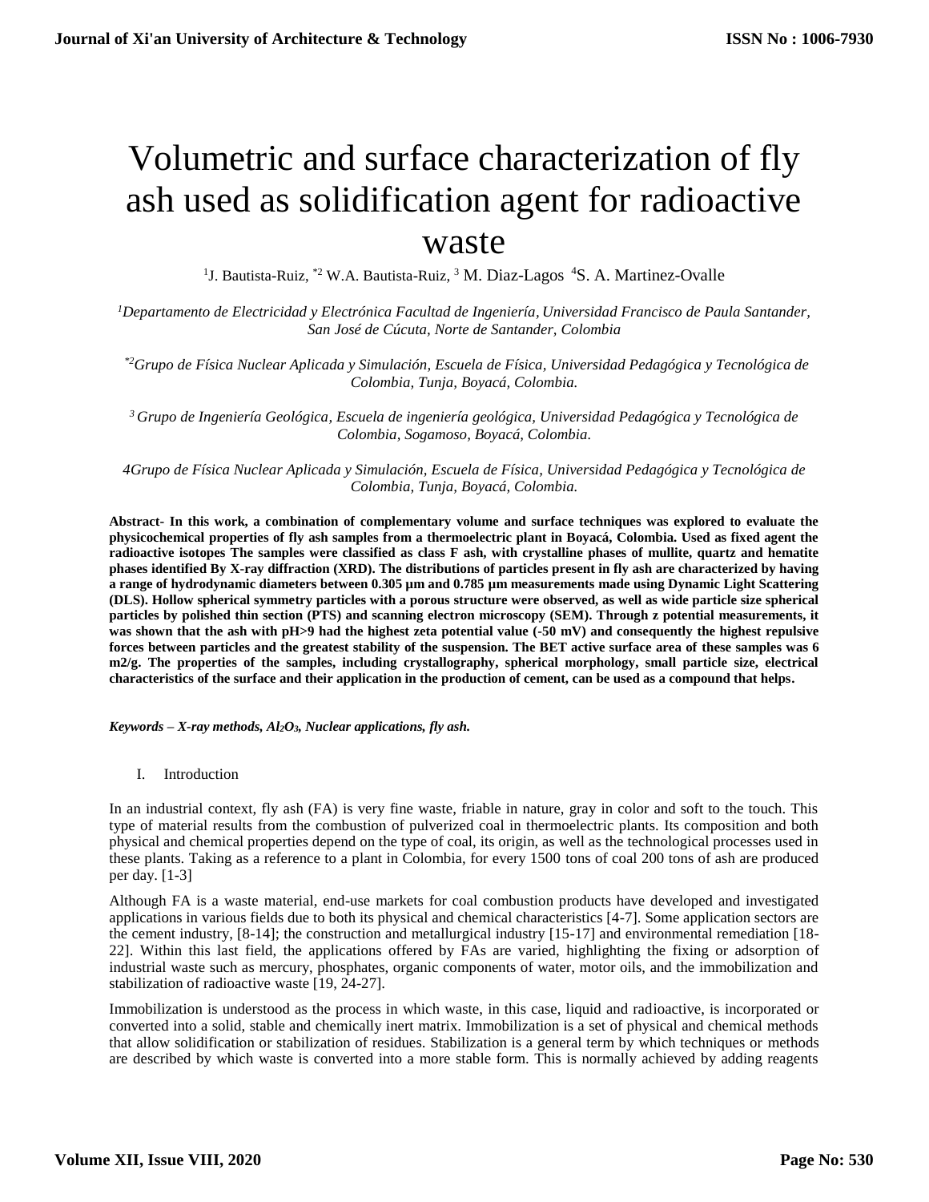# Volumetric and surface characterization of fly ash used as solidification agent for radioactive waste

[1]J. Bautista-Ruiz, [*2] W.A. Bautista-Ruiz, [3] M. Diaz-Lagos [4]S. A. Martinez-Ovalle

*[1]Departamento de Electricidad y Electrónica Facultad de Ingeniería, Universidad Francisco de Paula Santander, San José de Cúcuta, Norte de Santander, Colombia*

*[*2]Grupo de Física Nuclear Aplicada y Simulación, Escuela de Física, Universidad Pedagógica y Tecnológica de Colombia, Tunja, Boyacá, Colombia.*

*[3] Grupo de Ingeniería Geológica, Escuela de ingeniería geológica, Universidad Pedagógica y Tecnológica de Colombia, Sogamoso, Boyacá, Colombia.*

*4Grupo de Física Nuclear Aplicada y Simulación, Escuela de Física, Universidad Pedagógica y Tecnológica de Colombia, Tunja, Boyacá, Colombia.*

**Abstract- In this work, a combination of complementary volume and surface techniques was explored to evaluate the physicochemical properties of fly ash samples from a thermoelectric plant in Boyacá, Colombia. Used as fixed agent the radioactive isotopes The samples were classified as class F ash, with crystalline phases of mullite, quartz and hematite phases identified By X-ray diffraction (XRD). The distributions of particles present in fly ash are characterized by having a range of hydrodynamic diameters between 0.305 µm and 0.785 µm measurements made using Dynamic Light Scattering (DLS). Hollow spherical symmetry particles with a porous structure were observed, as well as wide particle size spherical particles by polished thin section (PTS) and scanning electron microscopy (SEM). Through z potential measurements, it was shown that the ash with pH>9 had the highest zeta potential value (-50 mV) and consequently the highest repulsive forces between particles and the greatest stability of the suspension. The BET active surface area of these samples was 6 m2/g. The properties of the samples, including crystallography, spherical morphology, small particle size, electrical characteristics of the surface and their application in the production of cement, can be used as a compound that helps.**

***Keywords – X-ray methods, $Al_2O_3$, Nuclear applications, fly ash.***

## I. Introduction

In an industrial context, fly ash (FA) is very fine waste, friable in nature, gray in color and soft to the touch. This type of material results from the combustion of pulverized coal in thermoelectric plants. Its composition and both physical and chemical properties depend on the type of coal, its origin, as well as the technological processes used in these plants. Taking as a reference to a plant in Colombia, for every 1500 tons of coal 200 tons of ash are produced per day. [1-3]

Although FA is a waste material, end-use markets for coal combustion products have developed and investigated applications in various fields due to both its physical and chemical characteristics [4-7]. Some application sectors are the cement industry, [8-14]; the construction and metallurgical industry [15-17] and environmental remediation [18-22]. Within this last field, the applications offered by FAs are varied, highlighting the fixing or adsorption of industrial waste such as mercury, phosphates, organic components of water, motor oils, and the immobilization and stabilization of radioactive waste [19, 24-27].

Immobilization is understood as the process in which waste, in this case, liquid and radioactive, is incorporated or converted into a solid, stable and chemically inert matrix. Immobilization is a set of physical and chemical methods that allow solidification or stabilization of residues. Stabilization is a general term by which techniques or methods are described by which waste is converted into a more stable form. This is normally achieved by adding reagents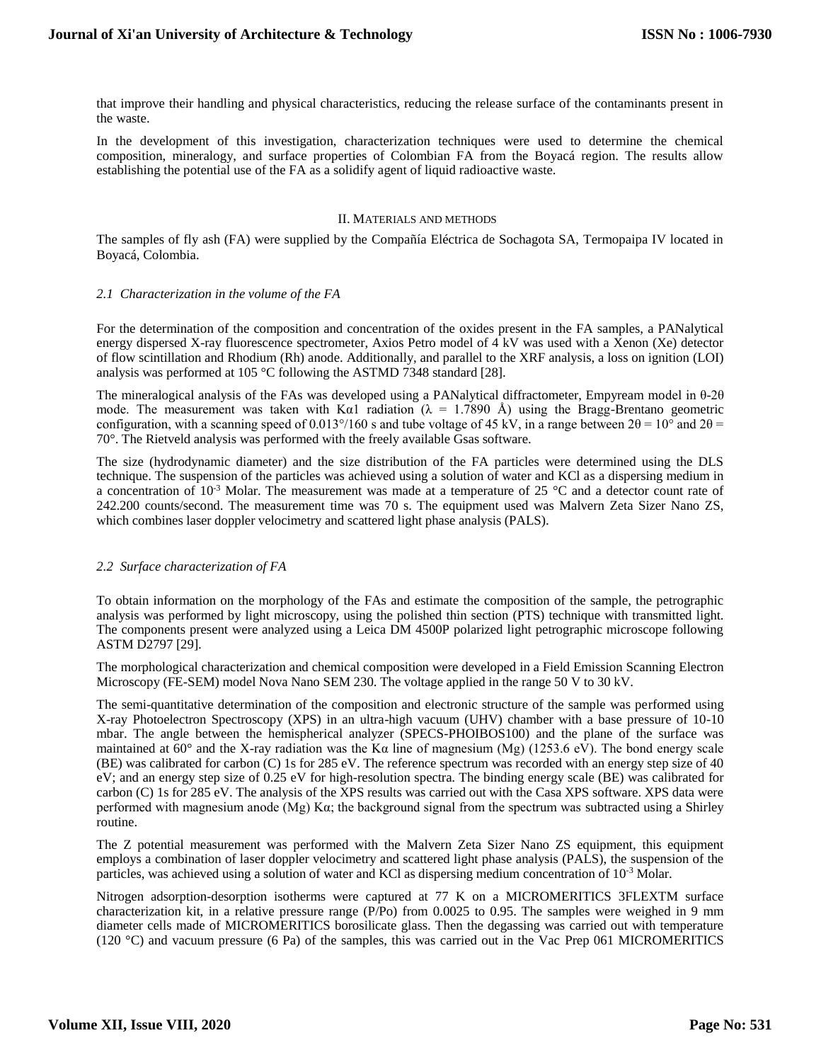that improve their handling and physical characteristics, reducing the release surface of the contaminants present in the waste.

In the development of this investigation, characterization techniques were used to determine the chemical composition, mineralogy, and surface properties of Colombian FA from the Boyacá region. The results allow establishing the potential use of the FA as a solidify agent of liquid radioactive waste.

## II. Materials and methods

The samples of fly ash (FA) were supplied by the Compañía Eléctrica de Sochagota SA, Termopaipa IV located in Boyacá, Colombia.

### *2.1 Characterization in the volume of the FA*

For the determination of the composition and concentration of the oxides present in the FA samples, a PANalytical energy dispersed X-ray fluorescence spectrometer, Axios Petro model of 4 kV was used with a Xenon (Xe) detector of flow scintillation and Rhodium (Rh) anode. Additionally, and parallel to the XRF analysis, a loss on ignition (LOI) analysis was performed at 105 °C following the ASTMD 7348 standard [28].

The mineralogical analysis of the FAs was developed using a PANalytical diffractometer, Empyream model in θ-2θ mode. The measurement was taken with Kα1 radiation (λ = 1.7890 Å) using the Bragg-Brentano geometric configuration, with a scanning speed of 0.013°/160 s and tube voltage of 45 kV, in a range between 2θ = 10° and 2θ = 70°. The Rietveld analysis was performed with the freely available Gsas software.

The size (hydrodynamic diameter) and the size distribution of the FA particles were determined using the DLS technique. The suspension of the particles was achieved using a solution of water and KCl as a dispersing medium in a concentration of $10^{-3}$ Molar. The measurement was made at a temperature of 25 °C and a detector count rate of 242.200 counts/second. The measurement time was 70 s. The equipment used was Malvern Zeta Sizer Nano ZS, which combines laser doppler velocimetry and scattered light phase analysis (PALS).

### *2.2 Surface characterization of FA*

To obtain information on the morphology of the FAs and estimate the composition of the sample, the petrographic analysis was performed by light microscopy, using the polished thin section (PTS) technique with transmitted light. The components present were analyzed using a Leica DM 4500P polarized light petrographic microscope following ASTM D2797 [29].

The morphological characterization and chemical composition were developed in a Field Emission Scanning Electron Microscopy (FE-SEM) model Nova Nano SEM 230. The voltage applied in the range 50 V to 30 kV.

The semi-quantitative determination of the composition and electronic structure of the sample was performed using X-ray Photoelectron Spectroscopy (XPS) in an ultra-high vacuum (UHV) chamber with a base pressure of 10-10 mbar. The angle between the hemispherical analyzer (SPECS-PHOIBOS100) and the plane of the surface was maintained at 60° and the X-ray radiation was the Kα line of magnesium (Mg) (1253.6 eV). The bond energy scale (BE) was calibrated for carbon (C) 1s for 285 eV. The reference spectrum was recorded with an energy step size of 40 eV; and an energy step size of 0.25 eV for high-resolution spectra. The binding energy scale (BE) was calibrated for carbon (C) 1s for 285 eV. The analysis of the XPS results was carried out with the Casa XPS software. XPS data were performed with magnesium anode (Mg) Kα; the background signal from the spectrum was subtracted using a Shirley routine.

The Z potential measurement was performed with the Malvern Zeta Sizer Nano ZS equipment, this equipment employs a combination of laser doppler velocimetry and scattered light phase analysis (PALS), the suspension of the particles, was achieved using a solution of water and KCl as dispersing medium concentration of $10^{-3}$ Molar.

Nitrogen adsorption-desorption isotherms were captured at 77 K on a MICROMERITICS 3FLEXTM surface characterization kit, in a relative pressure range (P/Po) from 0.0025 to 0.95. The samples were weighed in 9 mm diameter cells made of MICROMERITICS borosilicate glass. Then the degassing was carried out with temperature (120 °C) and vacuum pressure (6 Pa) of the samples, this was carried out in the Vac Prep 061 MICROMERITICS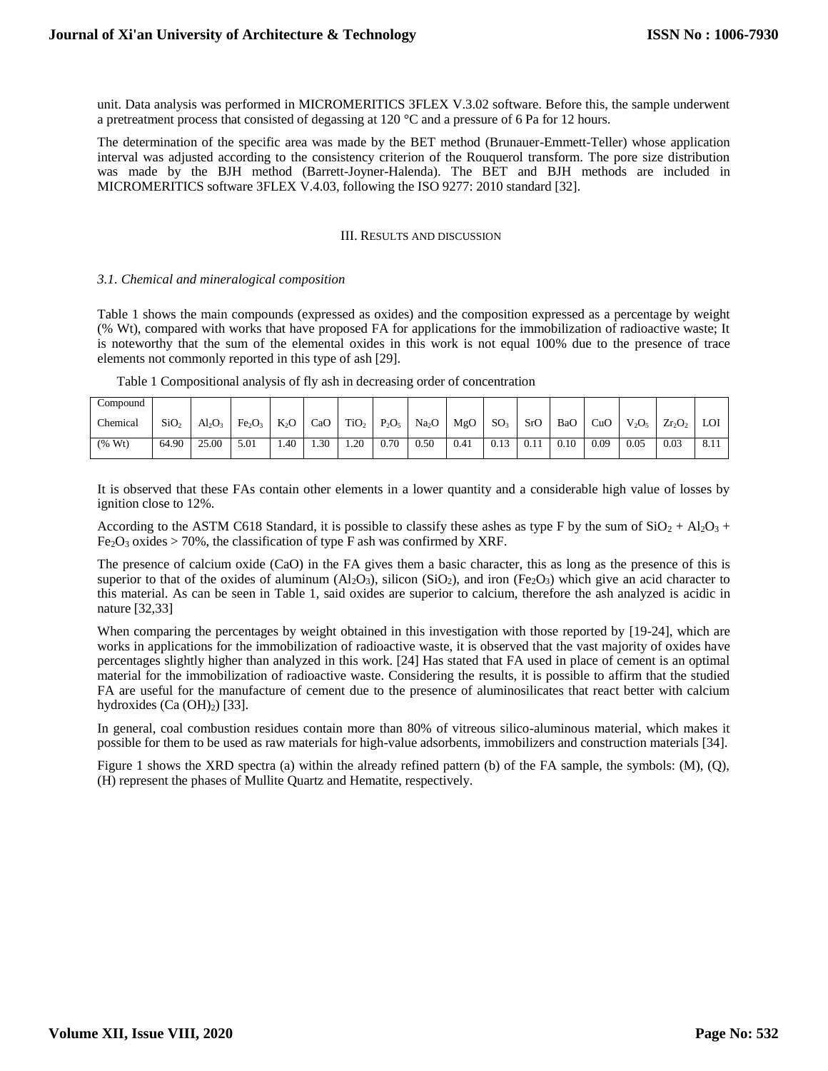unit. Data analysis was performed in MICROMERITICS 3FLEX V.3.02 software. Before this, the sample underwent a pretreatment process that consisted of degassing at 120 °C and a pressure of 6 Pa for 12 hours.

The determination of the specific area was made by the BET method (Brunauer-Emmett-Teller) whose application interval was adjusted according to the consistency criterion of the Rouquerol transform. The pore size distribution was made by the BJH method (Barrett-Joyner-Halenda). The BET and BJH methods are included in MICROMERITICS software 3FLEX V.4.03, following the ISO 9277: 2010 standard [32].

## III. Results and discussion

### *3.1. Chemical and mineralogical composition*

Table 1 shows the main compounds (expressed as oxides) and the composition expressed as a percentage by weight (% Wt), compared with works that have proposed FA for applications for the immobilization of radioactive waste; It is noteworthy that the sum of the elemental oxides in this work is not equal 100% due to the presence of trace elements not commonly reported in this type of ash [29].

Table 1 Compositional analysis of fly ash in decreasing order of concentration

| Compound Chemical | $SiO_2$ | $Al_2O_3$ | $Fe_2O_3$ | $K_2O$ | CaO | $TiO_2$ | $P_2O_5$ | $Na_2O$ | MgO | $SO_3$ | SrO | BaO | CuO | $V_2O_5$ | $Zr_2O_2$ | LOI |
|---|---|---|---|---|---|---|---|---|---|---|---|---|---|---|---|---|
| (% Wt) | 64.90 | 25.00 | 5.01 | 1.40 | 1.30 | 1.20 | 0.70 | 0.50 | 0.41 | 0.13 | 0.11 | 0.10 | 0.09 | 0.05 | 0.03 | 8.11 |

It is observed that these FAs contain other elements in a lower quantity and a considerable high value of losses by ignition close to 12%.

According to the ASTM C618 Standard, it is possible to classify these ashes as type F by the sum of $SiO_2$ + $Al_2O_3$ + $Fe_2O_3$ oxides > 70%, the classification of type F ash was confirmed by XRF.

The presence of calcium oxide (CaO) in the FA gives them a basic character, this as long as the presence of this is superior to that of the oxides of aluminum ($Al_2O_3$), silicon ($SiO_2$), and iron ($Fe_2O_3$) which give an acid character to this material. As can be seen in Table 1, said oxides are superior to calcium, therefore the ash analyzed is acidic in nature [32,33]

When comparing the percentages by weight obtained in this investigation with those reported by [19-24], which are works in applications for the immobilization of radioactive waste, it is observed that the vast majority of oxides have percentages slightly higher than analyzed in this work. [24] Has stated that FA used in place of cement is an optimal material for the immobilization of radioactive waste. Considering the results, it is possible to affirm that the studied FA are useful for the manufacture of cement due to the presence of aluminosilicates that react better with calcium hydroxides ($Ca(OH)_2$) [33].

In general, coal combustion residues contain more than 80% of vitreous silico-aluminous material, which makes it possible for them to be used as raw materials for high-value adsorbents, immobilizers and construction materials [34].

Figure 1 shows the XRD spectra (a) within the already refined pattern (b) of the FA sample, the symbols: (M), (Q), (H) represent the phases of Mullite Quartz and Hematite, respectively.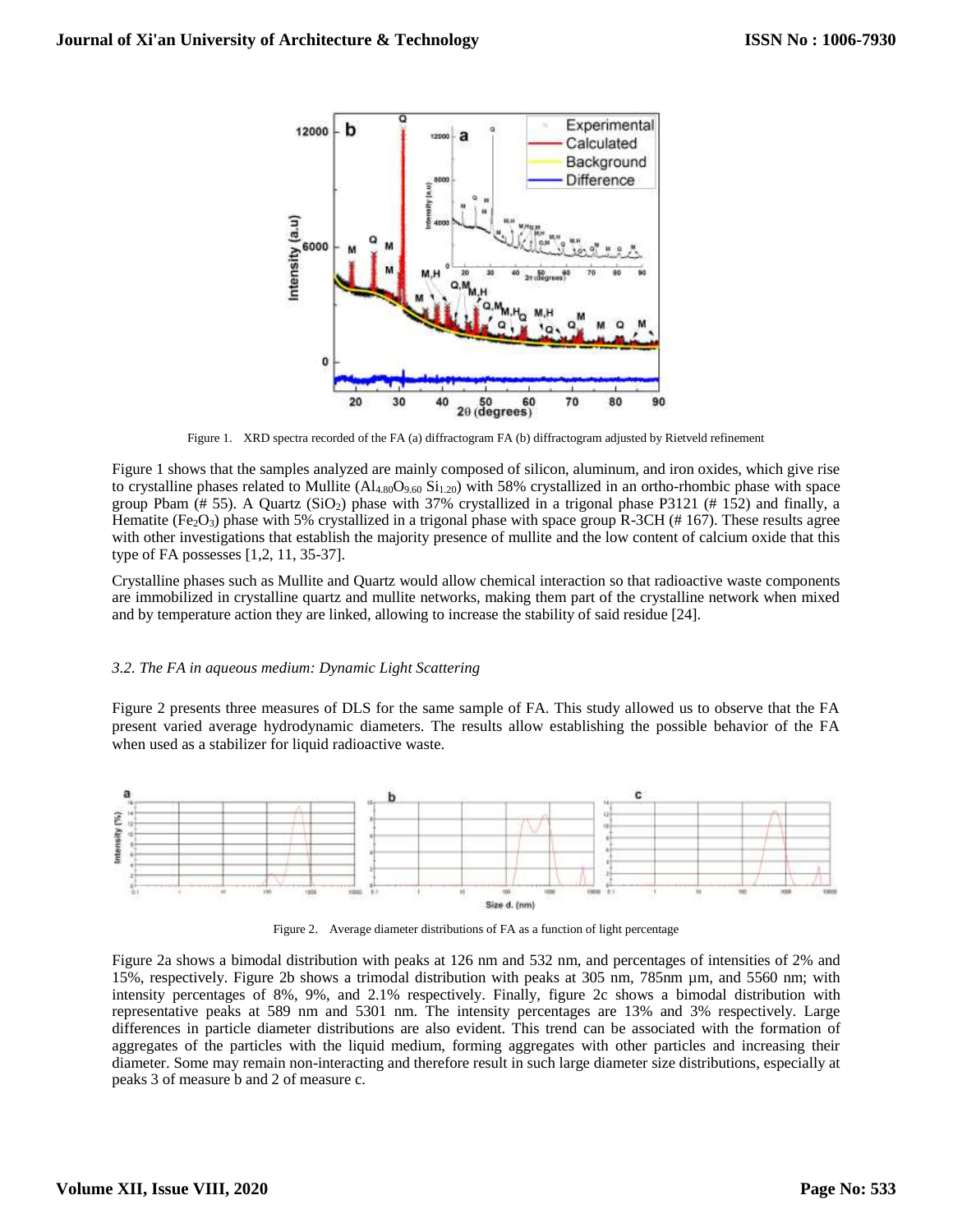Figure 1. XRD spectra recorded of the FA (a) diffractogram FA (b) diffractogram adjusted by Rietveld refinement

Figure 1 shows that the samples analyzed are mainly composed of silicon, aluminum, and iron oxides, which give rise to crystalline phases related to Mullite ($Al_{4.80}O_{9.60}$ $Si_{1.20}$) with 58% crystallized in an ortho-rhombic phase with space group Pbam (# 55). A Quartz ($SiO_2$) phase with 37% crystallized in a trigonal phase P3121 (# 152) and finally, a Hematite ($Fe_2O_3$) phase with 5% crystallized in a trigonal phase with space group R-3CH (# 167). These results agree with other investigations that establish the majority presence of mullite and the low content of calcium oxide that this type of FA possesses [1,2, 11, 35-37].

Crystalline phases such as Mullite and Quartz would allow chemical interaction so that radioactive waste components are immobilized in crystalline quartz and mullite networks, making them part of the crystalline network when mixed and by temperature action they are linked, allowing to increase the stability of said residue [24].

### *3.2. The FA in aqueous medium: Dynamic Light Scattering*

Figure 2 presents three measures of DLS for the same sample of FA. This study allowed us to observe that the FA present varied average hydrodynamic diameters. The results allow establishing the possible behavior of the FA when used as a stabilizer for liquid radioactive waste.

Figure 2. Average diameter distributions of FA as a function of light percentage

Figure 2a shows a bimodal distribution with peaks at 126 nm and 532 nm, and percentages of intensities of 2% and 15%, respectively. Figure 2b shows a trimodal distribution with peaks at 305 nm, 785nm µm, and 5560 nm; with intensity percentages of 8%, 9%, and 2.1% respectively. Finally, figure 2c shows a bimodal distribution with representative peaks at 589 nm and 5301 nm. The intensity percentages are 13% and 3% respectively. Large differences in particle diameter distributions are also evident. This trend can be associated with the formation of aggregates of the particles with the liquid medium, forming aggregates with other particles and increasing their diameter. Some may remain non-interacting and therefore result in such large diameter size distributions, especially at peaks 3 of measure b and 2 of measure c.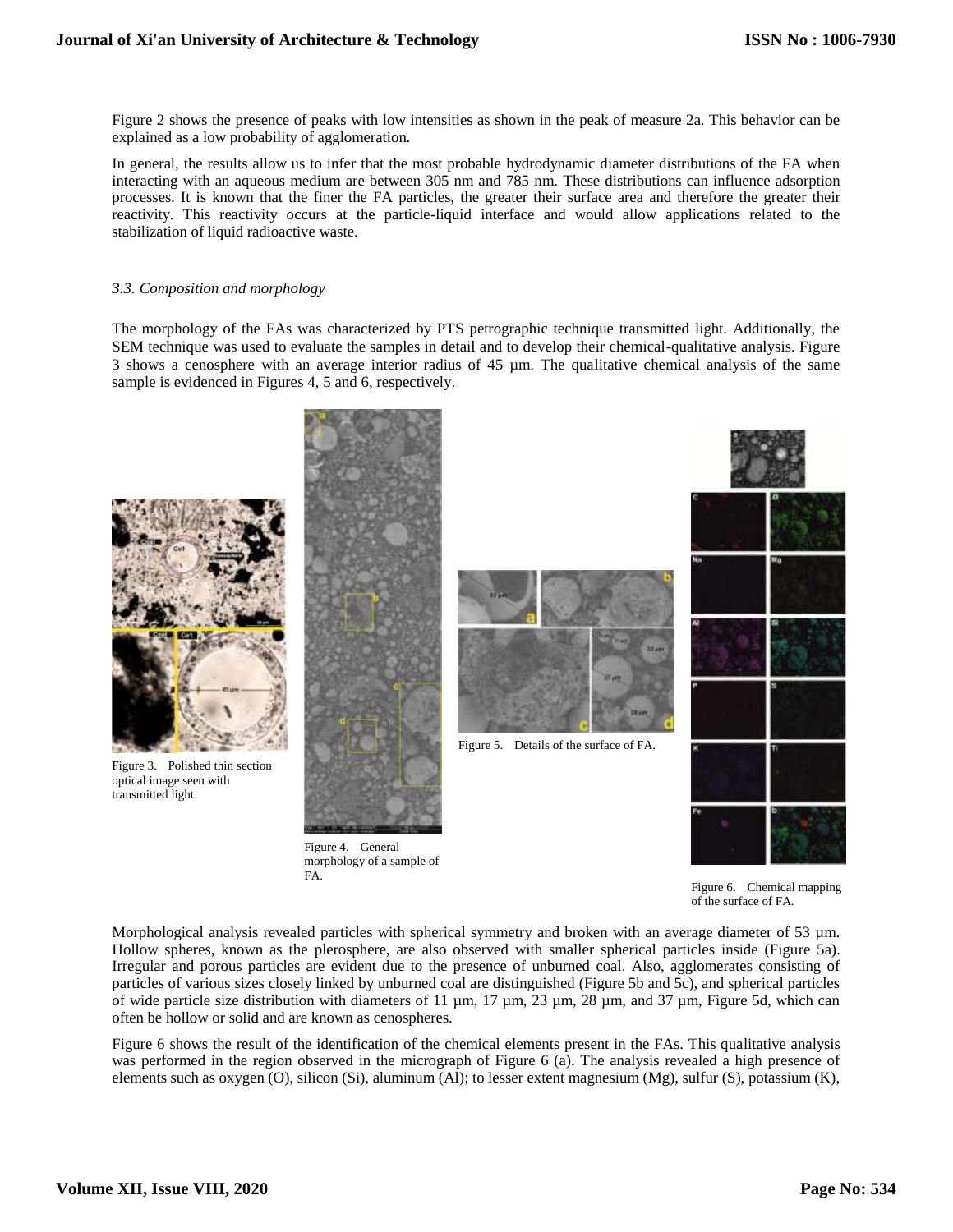Figure 2 shows the presence of peaks with low intensities as shown in the peak of measure 2a. This behavior can be explained as a low probability of agglomeration.

In general, the results allow us to infer that the most probable hydrodynamic diameter distributions of the FA when interacting with an aqueous medium are between 305 nm and 785 nm. These distributions can influence adsorption processes. It is known that the finer the FA particles, the greater their surface area and therefore the greater their reactivity. This reactivity occurs at the particle-liquid interface and would allow applications related to the stabilization of liquid radioactive waste.

### *3.3. Composition and morphology*

The morphology of the FAs was characterized by PTS petrographic technique transmitted light. Additionally, the SEM technique was used to evaluate the samples in detail and to develop their chemical-qualitative analysis. Figure 3 shows a cenosphere with an average interior radius of 45 µm. The qualitative chemical analysis of the same sample is evidenced in Figures 4, 5 and 6, respectively.

Figure 3. Polished thin section optical image seen with transmitted light.

Figure 4. General morphology of a sample of FA.

Figure 5. Details of the surface of FA.

Figure 6. Chemical mapping of the surface of FA.

Morphological analysis revealed particles with spherical symmetry and broken with an average diameter of 53 µm. Hollow spheres, known as the plerosphere, are also observed with smaller spherical particles inside (Figure 5a). Irregular and porous particles are evident due to the presence of unburned coal. Also, agglomerates consisting of particles of various sizes closely linked by unburned coal are distinguished (Figure 5b and 5c), and spherical particles of wide particle size distribution with diameters of 11 µm, 17 µm, 23 µm, 28 µm, and 37 µm, Figure 5d, which can often be hollow or solid and are known as cenospheres.

Figure 6 shows the result of the identification of the chemical elements present in the FAs. This qualitative analysis was performed in the region observed in the micrograph of Figure 6 (a). The analysis revealed a high presence of elements such as oxygen (O), silicon (Si), aluminum (Al); to lesser extent magnesium (Mg), sulfur (S), potassium (K),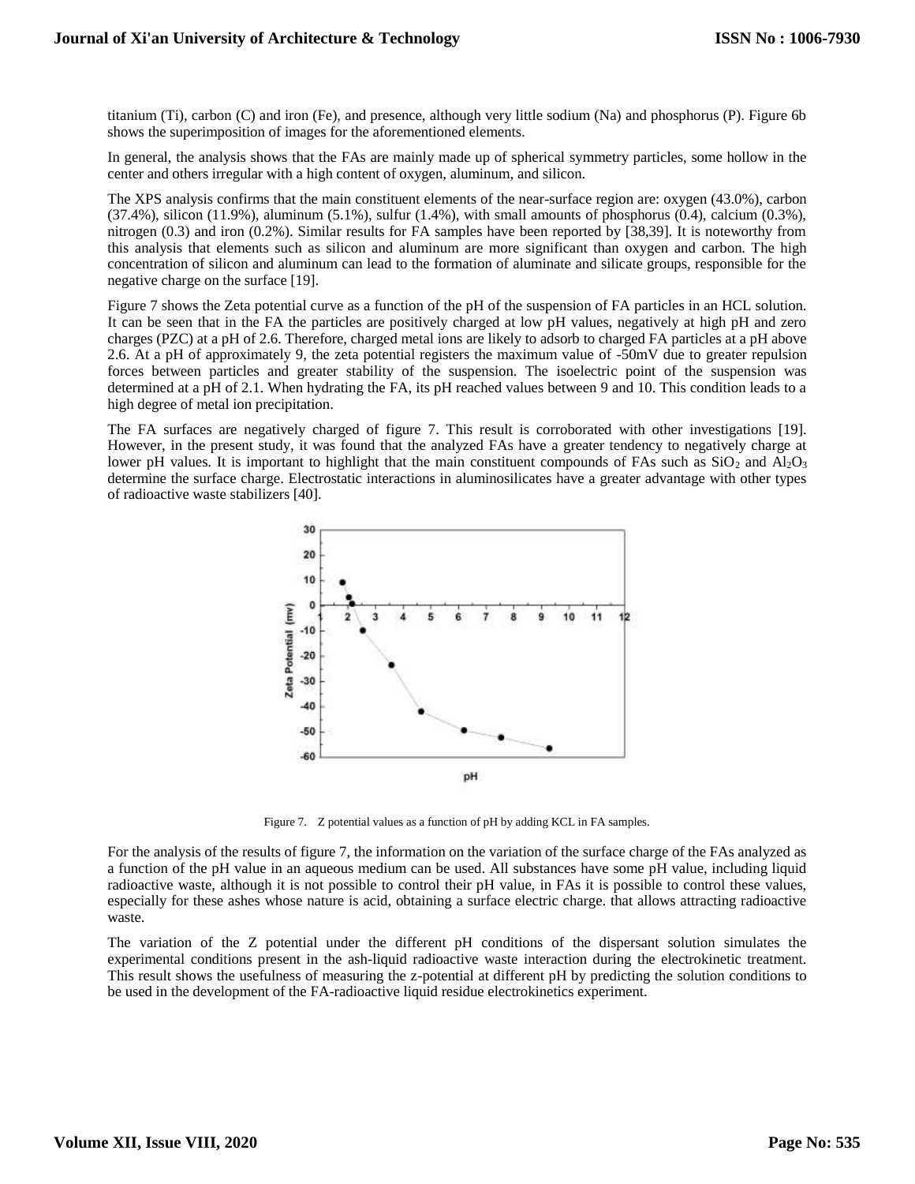titanium (Ti), carbon (C) and iron (Fe), and presence, although very little sodium (Na) and phosphorus (P). Figure 6b shows the superimposition of images for the aforementioned elements.

In general, the analysis shows that the FAs are mainly made up of spherical symmetry particles, some hollow in the center and others irregular with a high content of oxygen, aluminum, and silicon.

The XPS analysis confirms that the main constituent elements of the near-surface region are: oxygen (43.0%), carbon (37.4%), silicon (11.9%), aluminum (5.1%), sulfur (1.4%), with small amounts of phosphorus (0.4), calcium (0.3%), nitrogen (0.3) and iron (0.2%). Similar results for FA samples have been reported by [38,39]. It is noteworthy from this analysis that elements such as silicon and aluminum are more significant than oxygen and carbon. The high concentration of silicon and aluminum can lead to the formation of aluminate and silicate groups, responsible for the negative charge on the surface [19].

Figure 7 shows the Zeta potential curve as a function of the pH of the suspension of FA particles in an HCL solution. It can be seen that in the FA the particles are positively charged at low pH values, negatively at high pH and zero charges (PZC) at a pH of 2.6. Therefore, charged metal ions are likely to adsorb to charged FA particles at a pH above 2.6. At a pH of approximately 9, the zeta potential registers the maximum value of -50mV due to greater repulsion forces between particles and greater stability of the suspension. The isoelectric point of the suspension was determined at a pH of 2.1. When hydrating the FA, its pH reached values between 9 and 10. This condition leads to a high degree of metal ion precipitation.

The FA surfaces are negatively charged of figure 7. This result is corroborated with other investigations [19]. However, in the present study, it was found that the analyzed FAs have a greater tendency to negatively charge at lower pH values. It is important to highlight that the main constituent compounds of FAs such as $SiO_2$ and $Al_2O_3$ determine the surface charge. Electrostatic interactions in aluminosilicates have a greater advantage with other types of radioactive waste stabilizers [40].

Figure 7. Z potential values as a function of pH by adding KCL in FA samples.

For the analysis of the results of figure 7, the information on the variation of the surface charge of the FAs analyzed as a function of the pH value in an aqueous medium can be used. All substances have some pH value, including liquid radioactive waste, although it is not possible to control their pH value, in FAs it is possible to control these values, especially for these ashes whose nature is acid, obtaining a surface electric charge. that allows attracting radioactive waste.

The variation of the Z potential under the different pH conditions of the dispersant solution simulates the experimental conditions present in the ash-liquid radioactive waste interaction during the electrokinetic treatment. This result shows the usefulness of measuring the z-potential at different pH by predicting the solution conditions to be used in the development of the FA-radioactive liquid residue electrokinetics experiment.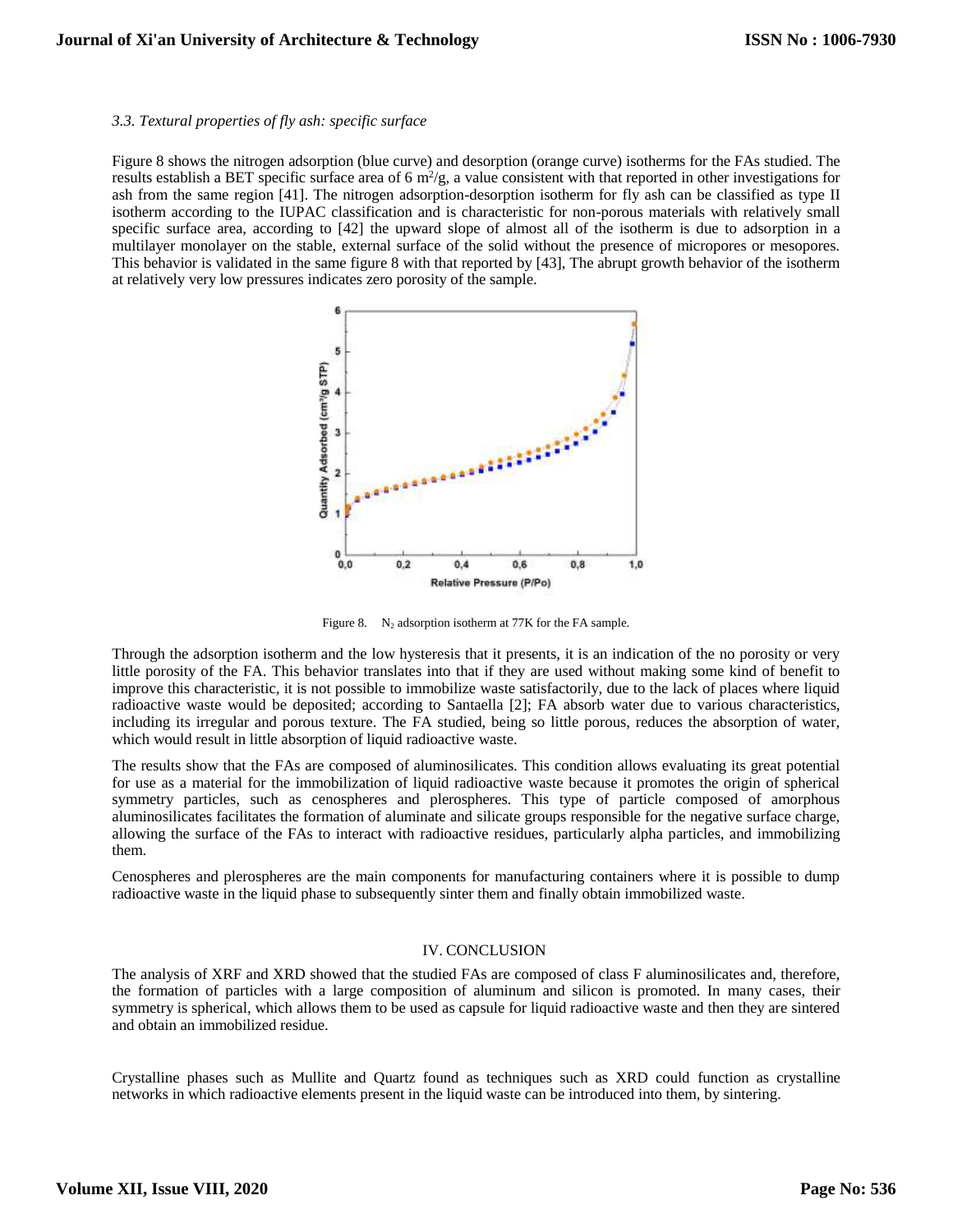### *3.3. Textural properties of fly ash: specific surface*

Figure 8 shows the nitrogen adsorption (blue curve) and desorption (orange curve) isotherms for the FAs studied. The results establish a BET specific surface area of 6 $m^2/g$, a value consistent with that reported in other investigations for ash from the same region [41]. The nitrogen adsorption-desorption isotherm for fly ash can be classified as type II isotherm according to the IUPAC classification and is characteristic for non-porous materials with relatively small specific surface area, according to [42] the upward slope of almost all of the isotherm is due to adsorption in a multilayer monolayer on the stable, external surface of the solid without the presence of micropores or mesopores. This behavior is validated in the same figure 8 with that reported by [43], The abrupt growth behavior of the isotherm at relatively very low pressures indicates zero porosity of the sample.

Figure 8. $N_2$ adsorption isotherm at 77K for the FA sample.

Through the adsorption isotherm and the low hysteresis that it presents, it is an indication of the no porosity or very little porosity of the FA. This behavior translates into that if they are used without making some kind of benefit to improve this characteristic, it is not possible to immobilize waste satisfactorily, due to the lack of places where liquid radioactive waste would be deposited; according to Santaella [2]; FA absorb water due to various characteristics, including its irregular and porous texture. The FA studied, being so little porous, reduces the absorption of water, which would result in little absorption of liquid radioactive waste.

The results show that the FAs are composed of aluminosilicates. This condition allows evaluating its great potential for use as a material for the immobilization of liquid radioactive waste because it promotes the origin of spherical symmetry particles, such as cenospheres and plerospheres. This type of particle composed of amorphous aluminosilicates facilitates the formation of aluminate and silicate groups responsible for the negative surface charge, allowing the surface of the FAs to interact with radioactive residues, particularly alpha particles, and immobilizing them.

Cenospheres and plerospheres are the main components for manufacturing containers where it is possible to dump radioactive waste in the liquid phase to subsequently sinter them and finally obtain immobilized waste.

## IV. CONCLUSION

The analysis of XRF and XRD showed that the studied FAs are composed of class F aluminosilicates and, therefore, the formation of particles with a large composition of aluminum and silicon is promoted. In many cases, their symmetry is spherical, which allows them to be used as capsule for liquid radioactive waste and then they are sintered and obtain an immobilized residue.

Crystalline phases such as Mullite and Quartz found as techniques such as XRD could function as crystalline networks in which radioactive elements present in the liquid waste can be introduced into them, by sintering.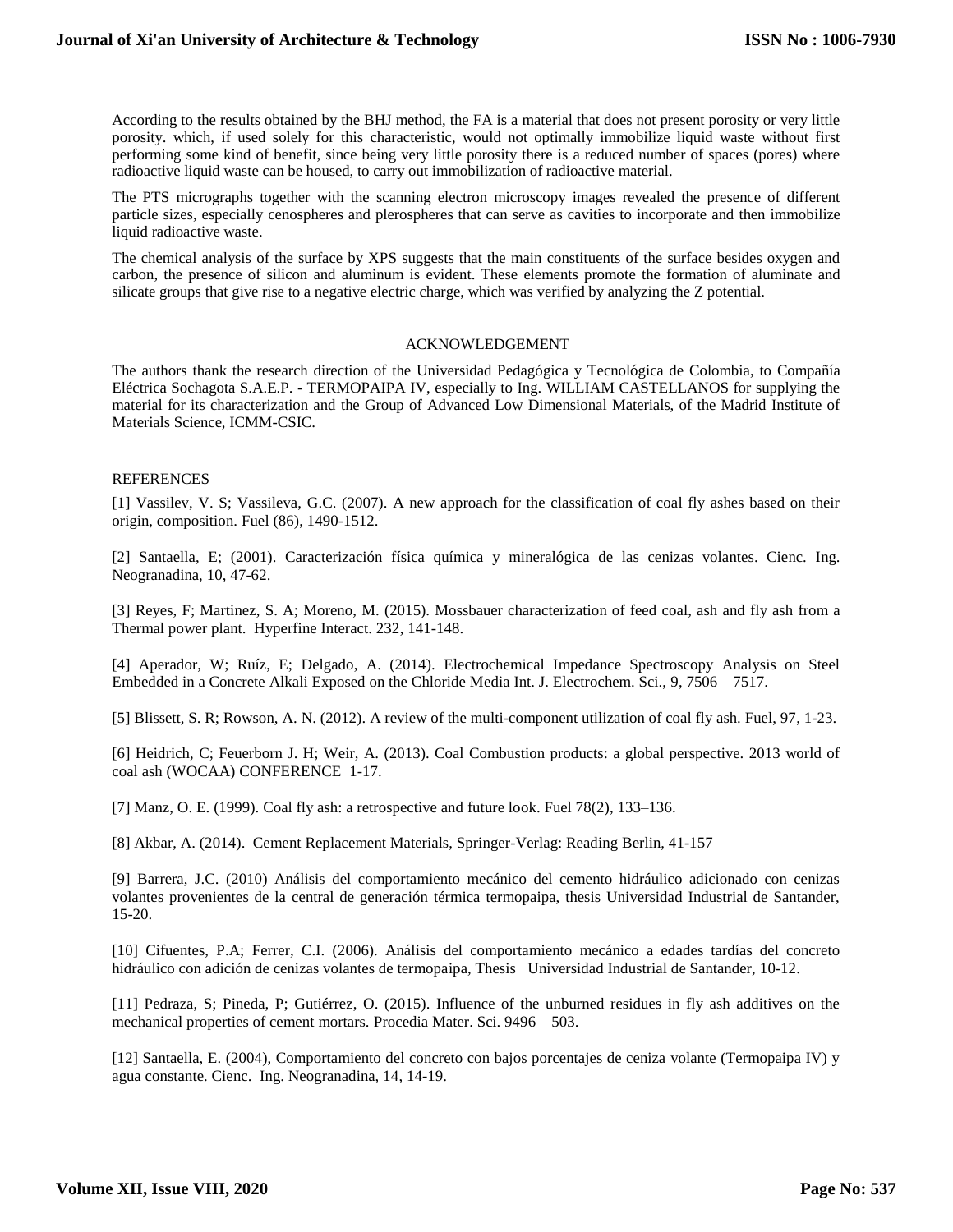According to the results obtained by the BHJ method, the FA is a material that does not present porosity or very little porosity. which, if used solely for this characteristic, would not optimally immobilize liquid waste without first performing some kind of benefit, since being very little porosity there is a reduced number of spaces (pores) where radioactive liquid waste can be housed, to carry out immobilization of radioactive material.

The PTS micrographs together with the scanning electron microscopy images revealed the presence of different particle sizes, especially cenospheres and plerospheres that can serve as cavities to incorporate and then immobilize liquid radioactive waste.

The chemical analysis of the surface by XPS suggests that the main constituents of the surface besides oxygen and carbon, the presence of silicon and aluminum is evident. These elements promote the formation of aluminate and silicate groups that give rise to a negative electric charge, which was verified by analyzing the Z potential.

## ACKNOWLEDGEMENT

The authors thank the research direction of the Universidad Pedagógica y Tecnológica de Colombia, to Compañía Eléctrica Sochagota S.A.E.P. - TERMOPAIPA IV, especially to Ing. WILLIAM CASTELLANOS for supplying the material for its characterization and the Group of Advanced Low Dimensional Materials, of the Madrid Institute of Materials Science, ICMM-CSIC.

## REFERENCES

[1] Vassilev, V. S; Vassileva, G.C. (2007). A new approach for the classification of coal fly ashes based on their origin, composition. Fuel (86), 1490-1512.

[2] Santaella, E; (2001). Caracterización física química y mineralógica de las cenizas volantes. Cienc. Ing. Neogranadina, 10, 47-62.

[3] Reyes, F; Martinez, S. A; Moreno, M. (2015). Mossbauer characterization of feed coal, ash and fly ash from a Thermal power plant. Hyperfine Interact. 232, 141-148.

[4] Aperador, W; Ruíz, E; Delgado, A. (2014). Electrochemical Impedance Spectroscopy Analysis on Steel Embedded in a Concrete Alkali Exposed on the Chloride Media Int. J. Electrochem. Sci., 9, 7506 – 7517.

[5] Blissett, S. R; Rowson, A. N. (2012). A review of the multi-component utilization of coal fly ash. Fuel, 97, 1-23.

[6] Heidrich, C; Feuerborn J. H; Weir, A. (2013). Coal Combustion products: a global perspective. 2013 world of coal ash (WOCAA) CONFERENCE 1-17.

[7] Manz, O. E. (1999). Coal fly ash: a retrospective and future look. Fuel 78(2), 133–136.

[8] Akbar, A. (2014). Cement Replacement Materials, Springer-Verlag: Reading Berlin, 41-157

[9] Barrera, J.C. (2010) Análisis del comportamiento mecánico del cemento hidráulico adicionado con cenizas volantes provenientes de la central de generación térmica termopaipa, thesis Universidad Industrial de Santander, 15-20.

[10] Cifuentes, P.A; Ferrer, C.I. (2006). Análisis del comportamiento mecánico a edades tardías del concreto hidráulico con adición de cenizas volantes de termopaipa, Thesis Universidad Industrial de Santander, 10-12.

[11] Pedraza, S; Pineda, P; Gutiérrez, O. (2015). Influence of the unburned residues in fly ash additives on the mechanical properties of cement mortars. Procedia Mater. Sci. 9496 – 503.

[12] Santaella, E. (2004), Comportamiento del concreto con bajos porcentajes de ceniza volante (Termopaipa IV) y agua constante. Cienc. Ing. Neogranadina, 14, 14-19.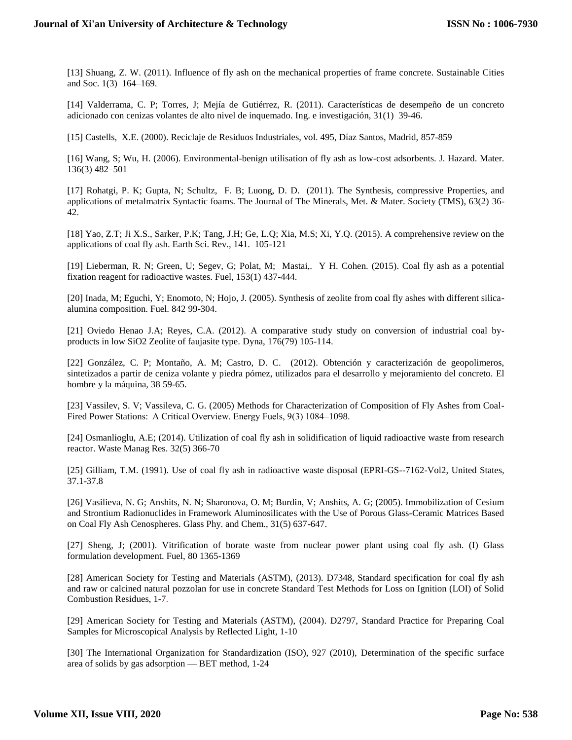[13] Shuang, Z. W. (2011). Influence of fly ash on the mechanical properties of frame concrete. Sustainable Cities and Soc. 1(3) 164–169.

[14] Valderrama, C. P; Torres, J; Mejía de Gutiérrez, R. (2011). Características de desempeño de un concreto adicionado con cenizas volantes de alto nivel de inquemado. Ing. e investigación, 31(1) 39-46.

[15] Castells, X.E. (2000). Reciclaje de Residuos Industriales, vol. 495, Díaz Santos, Madrid, 857-859

[16] Wang, S; Wu, H. (2006). Environmental-benign utilisation of fly ash as low-cost adsorbents. J. Hazard. Mater. 136(3) 482–501

[17] Rohatgi, P. K; Gupta, N; Schultz, F. B; Luong, D. D. (2011). The Synthesis, compressive Properties, and applications of metalmatrix Syntactic foams. The Journal of The Minerals, Met. & Mater. Society (TMS), 63(2) 36-42.

[18] Yao, Z.T; Ji X.S., Sarker, P.K; Tang, J.H; Ge, L.Q; Xia, M.S; Xi, Y.Q. (2015). A comprehensive review on the applications of coal fly ash. Earth Sci. Rev., 141. 105-121

[19] Lieberman, R. N; Green, U; Segev, G; Polat, M; Mastai,. Y H. Cohen. (2015). Coal fly ash as a potential fixation reagent for radioactive wastes. Fuel, 153(1) 437-444.

[20] Inada, M; Eguchi, Y; Enomoto, N; Hojo, J. (2005). Synthesis of zeolite from coal fly ashes with different silica-alumina composition. Fuel. 842 99-304.

[21] Oviedo Henao J.A; Reyes, C.A. (2012). A comparative study study on conversion of industrial coal by-products in low SiO2 Zeolite of faujasite type. Dyna, 176(79) 105-114.

[22] González, C. P; Montaño, A. M; Castro, D. C. (2012). Obtención y caracterización de geopolimeros, sintetizados a partir de ceniza volante y piedra pómez, utilizados para el desarrollo y mejoramiento del concreto. El hombre y la máquina, 38 59-65.

[23] Vassilev, S. V; Vassileva, C. G. (2005) Methods for Characterization of Composition of Fly Ashes from Coal-Fired Power Stations: A Critical Overview. Energy Fuels, 9(3) 1084–1098.

[24] Osmanlioglu, A.E; (2014). Utilization of coal fly ash in solidification of liquid radioactive waste from research reactor. Waste Manag Res. 32(5) 366-70

[25] Gilliam, T.M. (1991). Use of coal fly ash in radioactive waste disposal (EPRI-GS--7162-Vol2, United States, 37.1-37.8

[26] Vasilieva, N. G; Anshits, N. N; Sharonova, O. M; Burdin, V; Anshits, A. G; (2005). Immobilization of Cesium and Strontium Radionuclides in Framework Aluminosilicates with the Use of Porous Glass-Ceramic Matrices Based on Coal Fly Ash Cenospheres. Glass Phy. and Chem., 31(5) 637-647.

[27] Sheng, J; (2001). Vitrification of borate waste from nuclear power plant using coal fly ash. (I) Glass formulation development. Fuel, 80 1365-1369

[28] American Society for Testing and Materials (ASTM), (2013). D7348, Standard specification for coal fly ash and raw or calcined natural pozzolan for use in concrete Standard Test Methods for Loss on Ignition (LOI) of Solid Combustion Residues, 1-7.

[29] American Society for Testing and Materials (ASTM), (2004). D2797, Standard Practice for Preparing Coal Samples for Microscopical Analysis by Reflected Light, 1-10

[30] The International Organization for Standardization (ISO), 927 (2010), Determination of the specific surface area of solids by gas adsorption — BET method, 1-24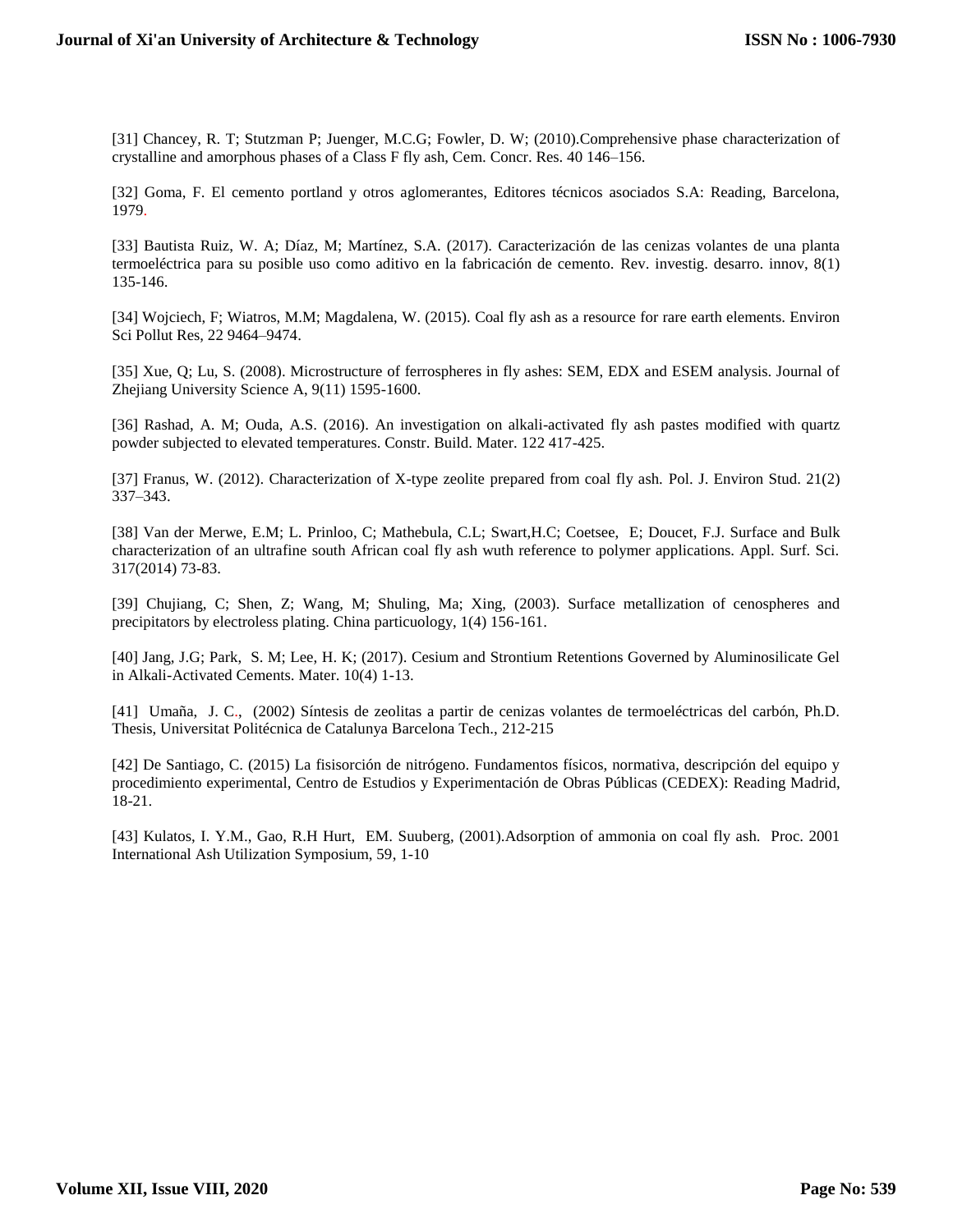[31] Chancey, R. T; Stutzman P; Juenger, M.C.G; Fowler, D. W; (2010).Comprehensive phase characterization of crystalline and amorphous phases of a Class F fly ash, Cem. Concr. Res. 40 146–156.

[32] Goma, F. El cemento portland y otros aglomerantes, Editores técnicos asociados S.A: Reading, Barcelona, 1979.

[33] Bautista Ruiz, W. A; Díaz, M; Martínez, S.A. (2017). Caracterización de las cenizas volantes de una planta termoeléctrica para su posible uso como aditivo en la fabricación de cemento. Rev. investig. desarro. innov, 8(1) 135-146.

[34] Wojciech, F; Wiatros, M.M; Magdalena, W. (2015). Coal fly ash as a resource for rare earth elements. Environ Sci Pollut Res, 22 9464–9474.

[35] Xue, Q; Lu, S. (2008). Microstructure of ferrospheres in fly ashes: SEM, EDX and ESEM analysis. Journal of Zhejiang University Science A, 9(11) 1595-1600.

[36] Rashad, A. M; Ouda, A.S. (2016). An investigation on alkali-activated fly ash pastes modified with quartz powder subjected to elevated temperatures. Constr. Build. Mater. 122 417-425.

[37] Franus, W. (2012). Characterization of X-type zeolite prepared from coal fly ash. Pol. J. Environ Stud. 21(2) 337–343.

[38] Van der Merwe, E.M; L. Prinloo, C; Mathebula, C.L; Swart,H.C; Coetsee, E; Doucet, F.J. Surface and Bulk characterization of an ultrafine south African coal fly ash wuth reference to polymer applications. Appl. Surf. Sci. 317(2014) 73-83.

[39] Chujiang, C; Shen, Z; Wang, M; Shuling, Ma; Xing, (2003). Surface metallization of cenospheres and precipitators by electroless plating. China particuology, 1(4) 156-161.

[40] Jang, J.G; Park, S. M; Lee, H. K; (2017). Cesium and Strontium Retentions Governed by Aluminosilicate Gel in Alkali-Activated Cements. Mater. 10(4) 1-13.

[41] Umaña, J. C., (2002) Síntesis de zeolitas a partir de cenizas volantes de termoeléctricas del carbón, Ph.D. Thesis, Universitat Politécnica de Catalunya Barcelona Tech., 212-215

[42] De Santiago, C. (2015) La fisisorción de nitrógeno. Fundamentos físicos, normativa, descripción del equipo y procedimiento experimental, Centro de Estudios y Experimentación de Obras Públicas (CEDEX): Reading Madrid, 18-21.

[43] Kulatos, I. Y.M., Gao, R.H Hurt, EM. Suuberg, (2001).Adsorption of ammonia on coal fly ash. Proc. 2001 International Ash Utilization Symposium, 59, 1-10